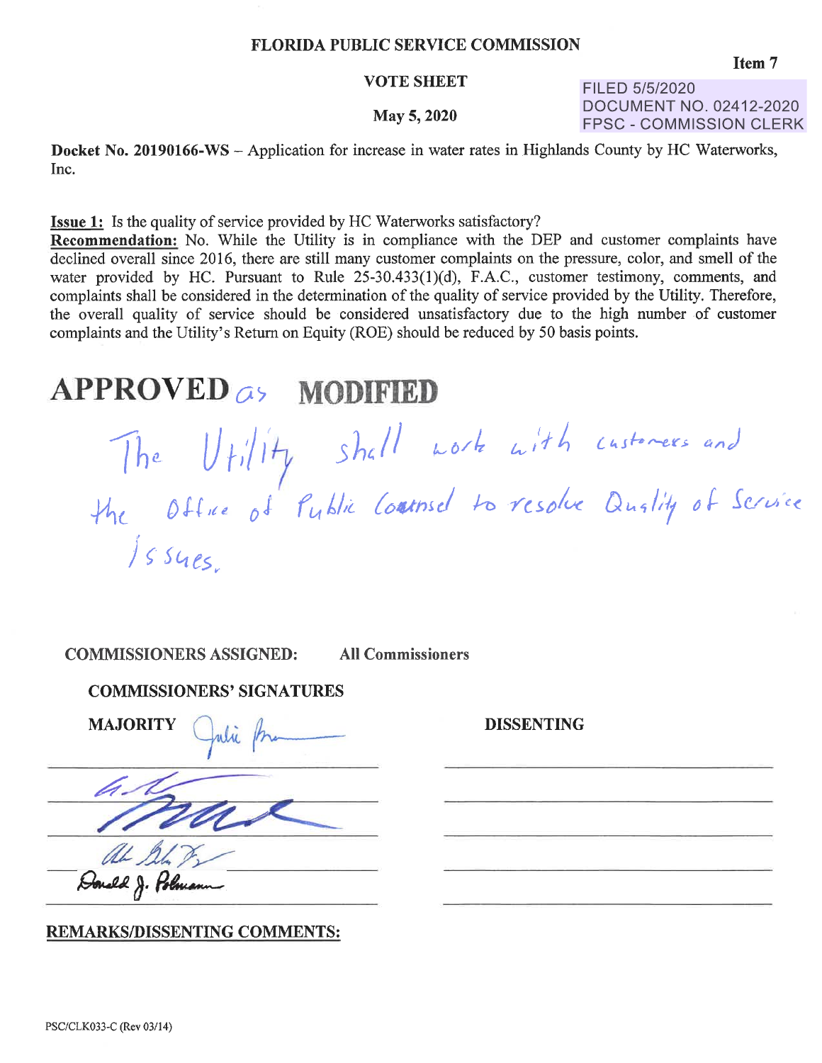# FLORIDA PUBLIC SERVICE COMMISSION

Item 7

**VOTE SHEET**

FILED 5/5/2020
DOCUMENT NO. 02412-2020
FPSC - COMMISSION CLERK

**May 5, 2020**

**Docket No. 20190166-WS** – Application for increase in water rates in Highlands County by HC Waterworks, Inc.

**Issue 1:** Is the quality of service provided by HC Waterworks satisfactory?

**Recommendation:** No. While the Utility is in compliance with the DEP and customer complaints have declined overall since 2016, there are still many customer complaints on the pressure, color, and smell of the water provided by HC. Pursuant to Rule 25-30.433(1)(d), F.A.C., customer testimony, comments, and complaints shall be considered in the determination of the quality of service provided by the Utility. Therefore, the overall quality of service should be considered unsatisfactory due to the high number of customer complaints and the Utility's Return on Equity (ROE) should be reduced by 50 basis points.

# APPROVED as MODIFIED

The Utility shall work with customers and the Office of Public Counsel to resolve Quality of Service Issues.

**COMMISSIONERS ASSIGNED:** **All Commissioners**

**COMMISSIONERS' SIGNATURES**

| MAJORITY | DISSENTING |
|---|---|
| Julie Brown | |
| Gary Clark | |
| (signature) | |
| Andrew Fay | |
| Donald J. Polmann | |

**REMARKS/DISSENTING COMMENTS:**

PSC/CLK033-C (Rev 03/14)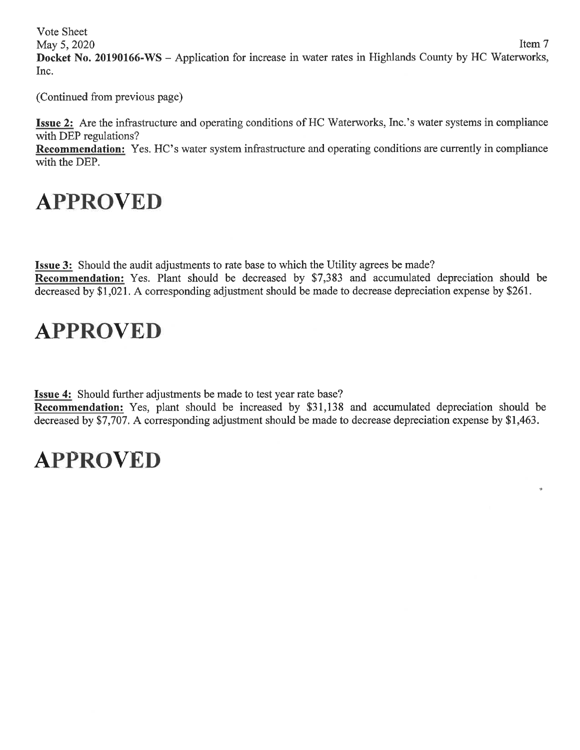Vote Sheet
May 5, 2020

Item 7

**Docket No. 20190166-WS** – Application for increase in water rates in Highlands County by HC Waterworks, Inc.

(Continued from previous page)

**Issue 2:** Are the infrastructure and operating conditions of HC Waterworks, Inc.'s water systems in compliance with DEP regulations?
**Recommendation:** Yes. HC's water system infrastructure and operating conditions are currently in compliance with the DEP.

# APPROVED

**Issue 3:** Should the audit adjustments to rate base to which the Utility agrees be made?
**Recommendation:** Yes. Plant should be decreased by $7,383 and accumulated depreciation should be decreased by $1,021. A corresponding adjustment should be made to decrease depreciation expense by $261.

# APPROVED

**Issue 4:** Should further adjustments be made to test year rate base?
**Recommendation:** Yes, plant should be increased by $31,138 and accumulated depreciation should be decreased by $7,707. A corresponding adjustment should be made to decrease depreciation expense by $1,463.

# APPROVED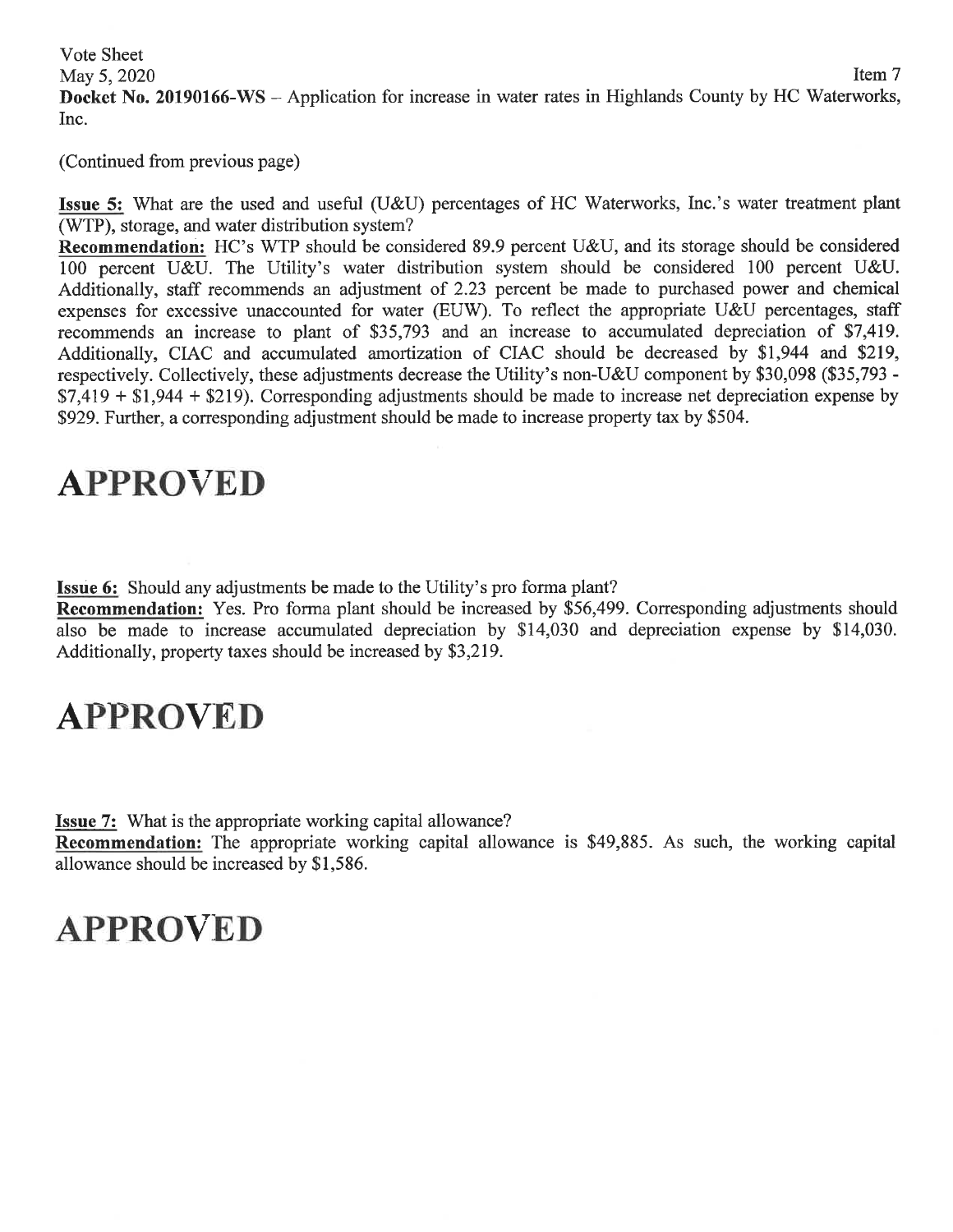Vote Sheet
May 5, 2020
Item 7
**Docket No. 20190166-WS** – Application for increase in water rates in Highlands County by HC Waterworks, Inc.

(Continued from previous page)

**Issue 5:** What are the used and useful (U&U) percentages of HC Waterworks, Inc.'s water treatment plant (WTP), storage, and water distribution system?
**Recommendation:** HC's WTP should be considered 89.9 percent U&U, and its storage should be considered 100 percent U&U. The Utility's water distribution system should be considered 100 percent U&U. Additionally, staff recommends an adjustment of 2.23 percent be made to purchased power and chemical expenses for excessive unaccounted for water (EUW). To reflect the appropriate U&U percentages, staff recommends an increase to plant of $35,793 and an increase to accumulated depreciation of $7,419. Additionally, CIAC and accumulated amortization of CIAC should be decreased by $1,944 and $219, respectively. Collectively, these adjustments decrease the Utility's non-U&U component by $30,098 ($35,793 - $7,419 + $1,944 + $219). Corresponding adjustments should be made to increase net depreciation expense by $929. Further, a corresponding adjustment should be made to increase property tax by $504.

# APPROVED

**Issue 6:** Should any adjustments be made to the Utility's pro forma plant?
**Recommendation:** Yes. Pro forma plant should be increased by $56,499. Corresponding adjustments should also be made to increase accumulated depreciation by $14,030 and depreciation expense by $14,030. Additionally, property taxes should be increased by $3,219.

# APPROVED

**Issue 7:** What is the appropriate working capital allowance?
**Recommendation:** The appropriate working capital allowance is $49,885. As such, the working capital allowance should be increased by $1,586.

# APPROVED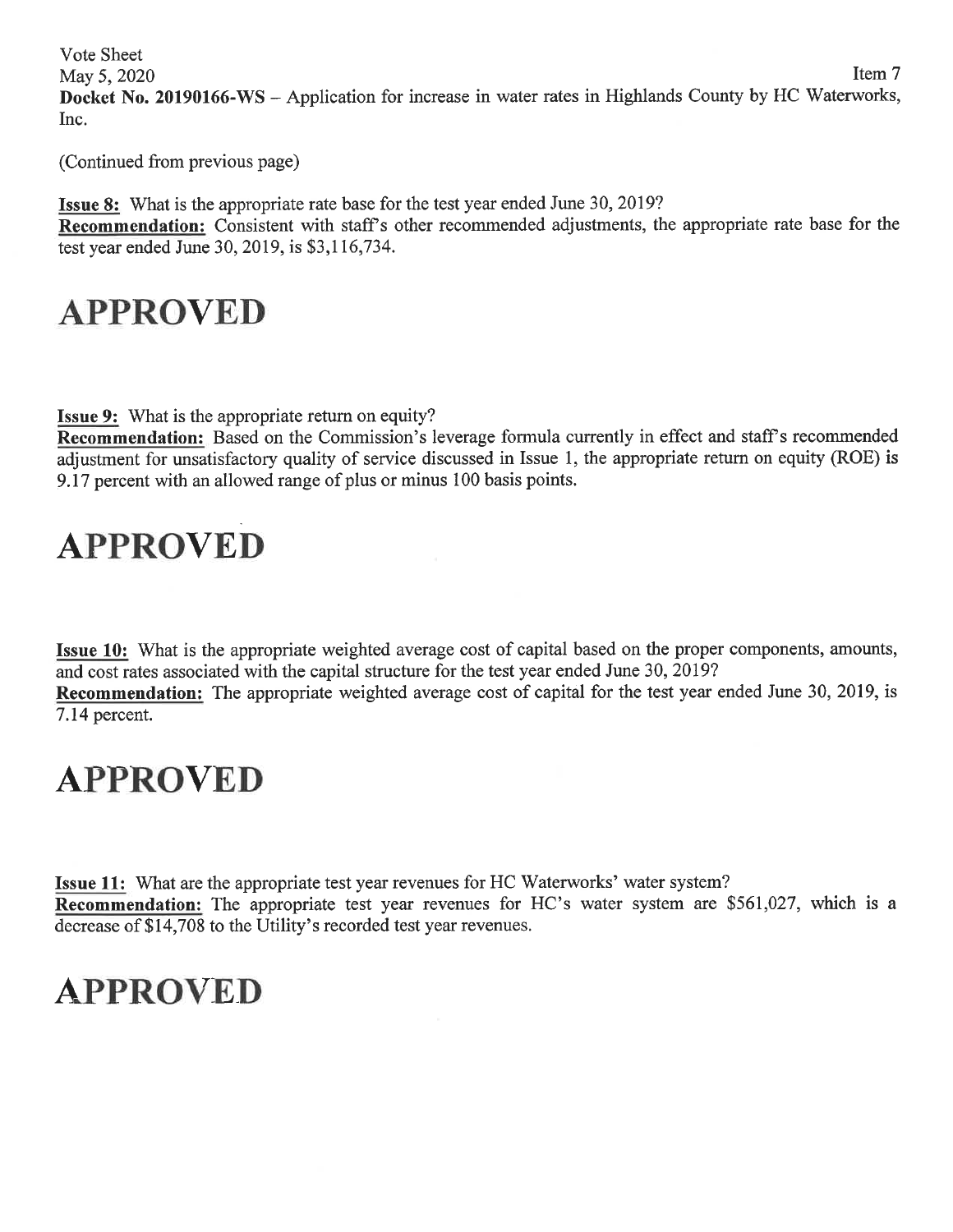Vote Sheet
May 5, 2020 Item 7
**Docket No. 20190166-WS** – Application for increase in water rates in Highlands County by HC Waterworks, Inc.

(Continued from previous page)

**Issue 8:** What is the appropriate rate base for the test year ended June 30, 2019?
**Recommendation:** Consistent with staff's other recommended adjustments, the appropriate rate base for the test year ended June 30, 2019, is $3,116,734.

# APPROVED

**Issue 9:** What is the appropriate return on equity?
**Recommendation:** Based on the Commission's leverage formula currently in effect and staff's recommended adjustment for unsatisfactory quality of service discussed in Issue 1, the appropriate return on equity (ROE) is 9.17 percent with an allowed range of plus or minus 100 basis points.

# APPROVED

**Issue 10:** What is the appropriate weighted average cost of capital based on the proper components, amounts, and cost rates associated with the capital structure for the test year ended June 30, 2019?
**Recommendation:** The appropriate weighted average cost of capital for the test year ended June 30, 2019, is 7.14 percent.

# APPROVED

**Issue 11:** What are the appropriate test year revenues for HC Waterworks' water system?
**Recommendation:** The appropriate test year revenues for HC's water system are $561,027, which is a decrease of $14,708 to the Utility's recorded test year revenues.

# APPROVED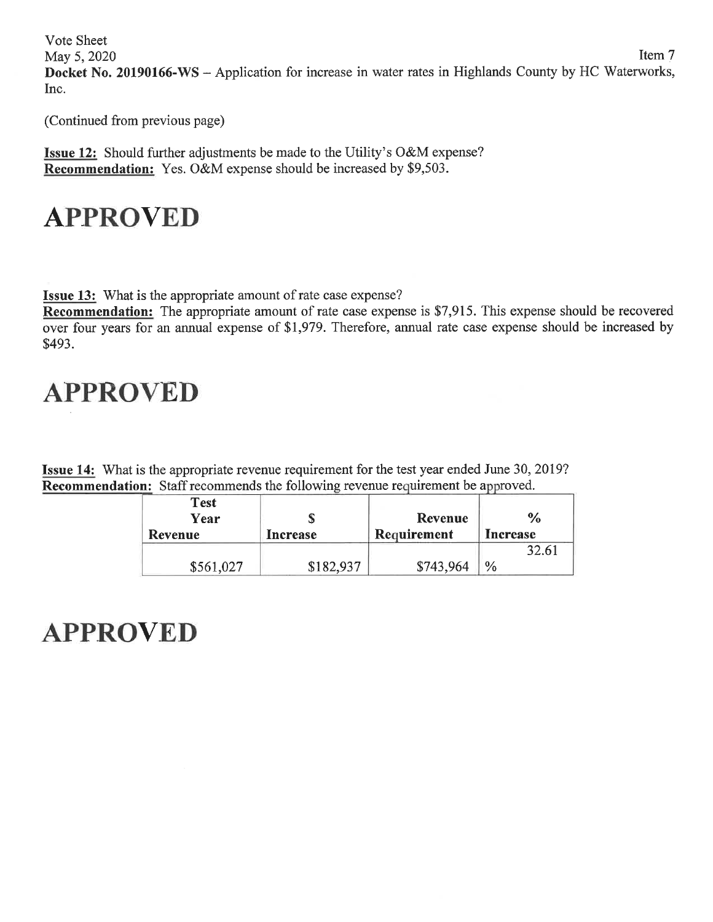Vote Sheet
May 5, 2020
Item 7
**Docket No. 20190166-WS** – Application for increase in water rates in Highlands County by HC Waterworks, Inc.

(Continued from previous page)

**Issue 12:** Should further adjustments be made to the Utility's O&M expense?
**Recommendation:** Yes. O&M expense should be increased by $9,503.

# APPROVED

**Issue 13:** What is the appropriate amount of rate case expense?
**Recommendation:** The appropriate amount of rate case expense is $7,915. This expense should be recovered over four years for an annual expense of $1,979. Therefore, annual rate case expense should be increased by $493.

# APPROVED

**Issue 14:** What is the appropriate revenue requirement for the test year ended June 30, 2019?
**Recommendation:** Staff recommends the following revenue requirement be approved.

| Test Year Revenue | $ Increase | Revenue Requirement | % Increase |
|---|---|---|---|
| $561,027 | $182,937 | $743,964 | 32.61 % |

# APPROVED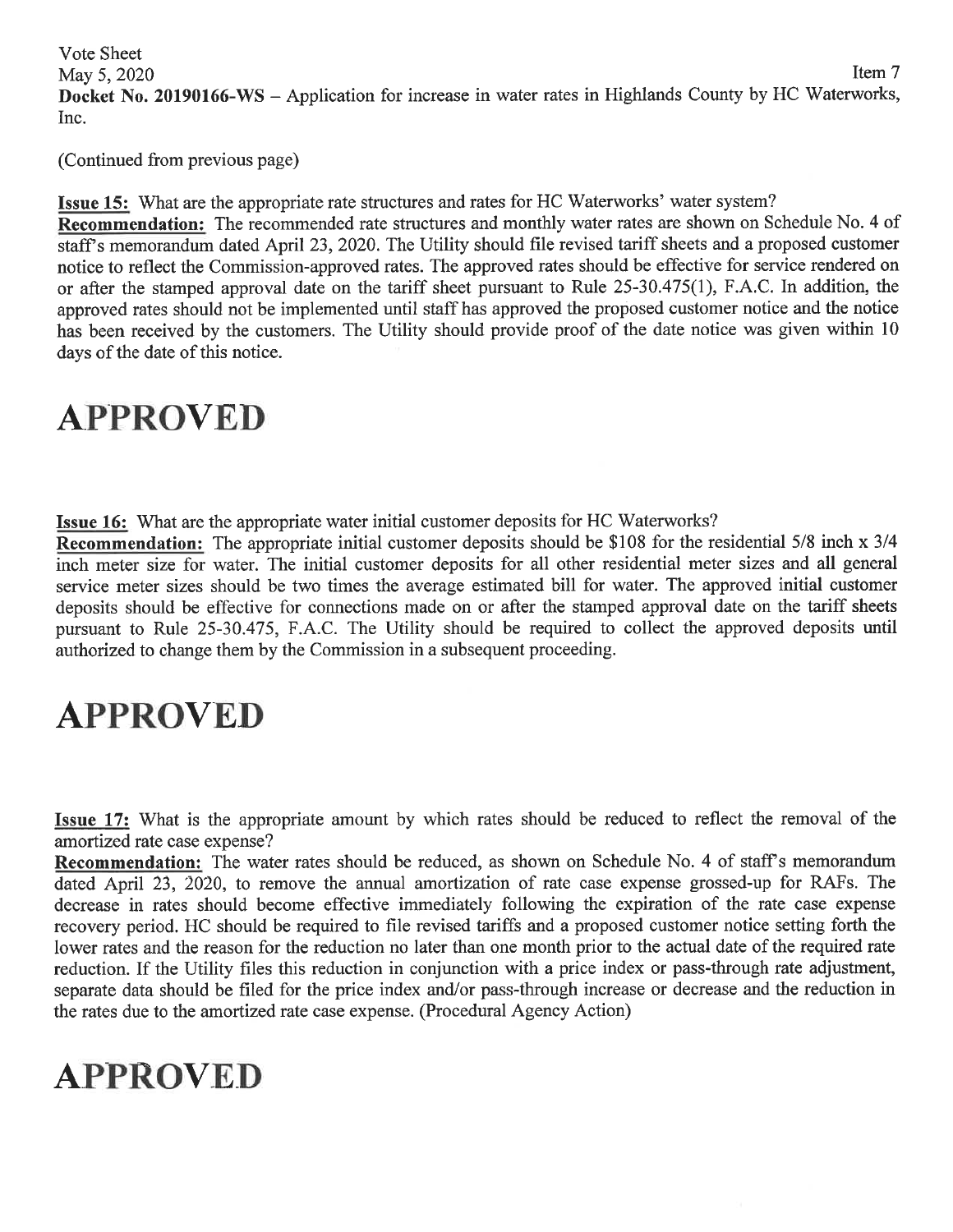Vote Sheet
May 5, 2020
Item 7

**Docket No. 20190166-WS** – Application for increase in water rates in Highlands County by HC Waterworks, Inc.

(Continued from previous page)

**Issue 15:** What are the appropriate rate structures and rates for HC Waterworks' water system?
**Recommendation:** The recommended rate structures and monthly water rates are shown on Schedule No. 4 of staff's memorandum dated April 23, 2020. The Utility should file revised tariff sheets and a proposed customer notice to reflect the Commission-approved rates. The approved rates should be effective for service rendered on or after the stamped approval date on the tariff sheet pursuant to Rule 25-30.475(1), F.A.C. In addition, the approved rates should not be implemented until staff has approved the proposed customer notice and the notice has been received by the customers. The Utility should provide proof of the date notice was given within 10 days of the date of this notice.

# APPROVED

**Issue 16:** What are the appropriate water initial customer deposits for HC Waterworks?
**Recommendation:** The appropriate initial customer deposits should be $108 for the residential 5/8 inch x 3/4 inch meter size for water. The initial customer deposits for all other residential meter sizes and all general service meter sizes should be two times the average estimated bill for water. The approved initial customer deposits should be effective for connections made on or after the stamped approval date on the tariff sheets pursuant to Rule 25-30.475, F.A.C. The Utility should be required to collect the approved deposits until authorized to change them by the Commission in a subsequent proceeding.

# APPROVED

**Issue 17:** What is the appropriate amount by which rates should be reduced to reflect the removal of the amortized rate case expense?
**Recommendation:** The water rates should be reduced, as shown on Schedule No. 4 of staff's memorandum dated April 23, 2020, to remove the annual amortization of rate case expense grossed-up for RAFs. The decrease in rates should become effective immediately following the expiration of the rate case expense recovery period. HC should be required to file revised tariffs and a proposed customer notice setting forth the lower rates and the reason for the reduction no later than one month prior to the actual date of the required rate reduction. If the Utility files this reduction in conjunction with a price index or pass-through rate adjustment, separate data should be filed for the price index and/or pass-through increase or decrease and the reduction in the rates due to the amortized rate case expense. (Procedural Agency Action)

# APPROVED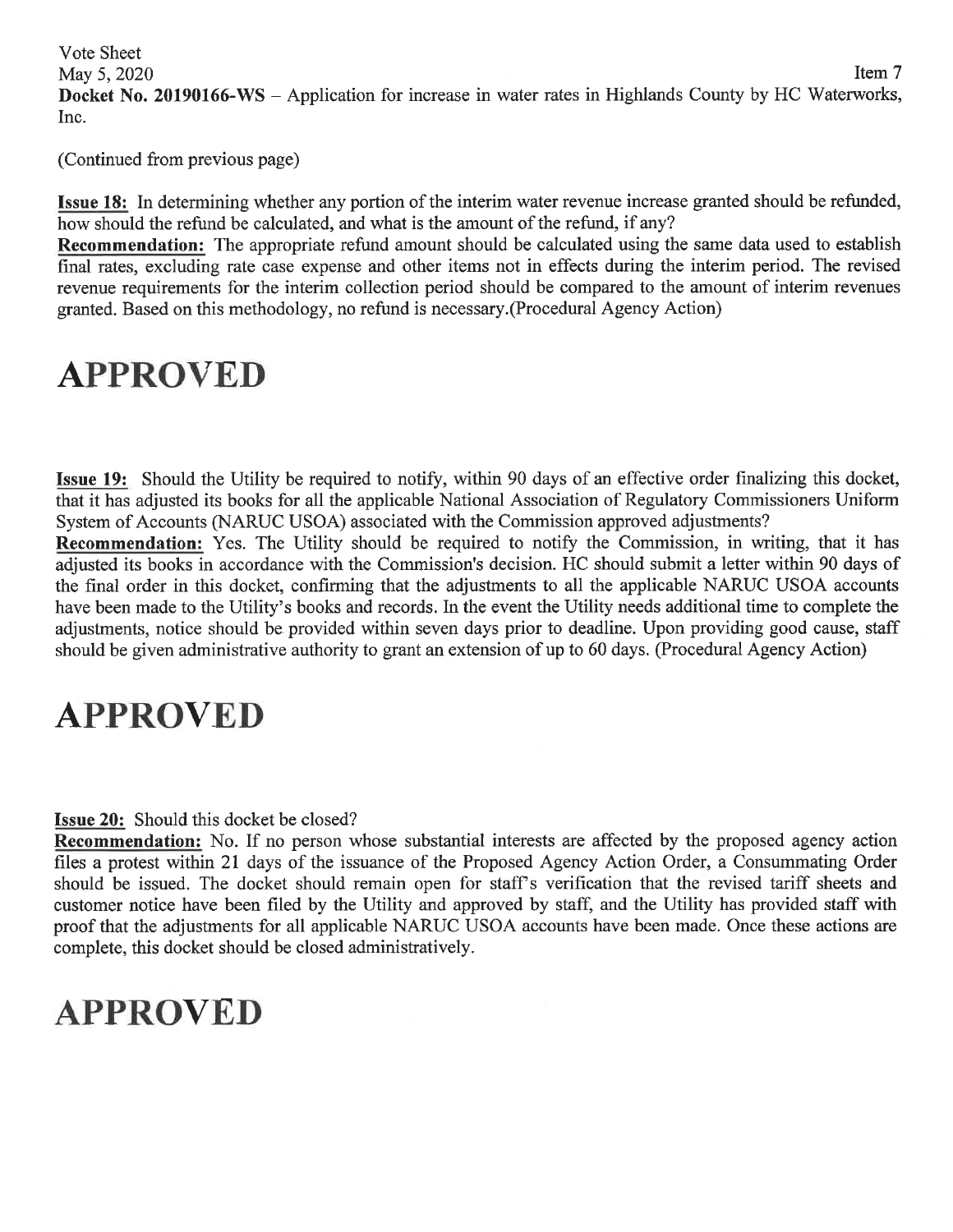Vote Sheet
May 5, 2020
Item 7
**Docket No. 20190166-WS** – Application for increase in water rates in Highlands County by HC Waterworks, Inc.

(Continued from previous page)

**Issue 18:** In determining whether any portion of the interim water revenue increase granted should be refunded, how should the refund be calculated, and what is the amount of the refund, if any?
**Recommendation:** The appropriate refund amount should be calculated using the same data used to establish final rates, excluding rate case expense and other items not in effects during the interim period. The revised revenue requirements for the interim collection period should be compared to the amount of interim revenues granted. Based on this methodology, no refund is necessary.(Procedural Agency Action)

# APPROVED

**Issue 19:** Should the Utility be required to notify, within 90 days of an effective order finalizing this docket, that it has adjusted its books for all the applicable National Association of Regulatory Commissioners Uniform System of Accounts (NARUC USOA) associated with the Commission approved adjustments?
**Recommendation:** Yes. The Utility should be required to notify the Commission, in writing, that it has adjusted its books in accordance with the Commission's decision. HC should submit a letter within 90 days of the final order in this docket, confirming that the adjustments to all the applicable NARUC USOA accounts have been made to the Utility's books and records. In the event the Utility needs additional time to complete the adjustments, notice should be provided within seven days prior to deadline. Upon providing good cause, staff should be given administrative authority to grant an extension of up to 60 days. (Procedural Agency Action)

# APPROVED

**Issue 20:** Should this docket be closed?
**Recommendation:** No. If no person whose substantial interests are affected by the proposed agency action files a protest within 21 days of the issuance of the Proposed Agency Action Order, a Consummating Order should be issued. The docket should remain open for staff's verification that the revised tariff sheets and customer notice have been filed by the Utility and approved by staff, and the Utility has provided staff with proof that the adjustments for all applicable NARUC USOA accounts have been made. Once these actions are complete, this docket should be closed administratively.

# APPROVED